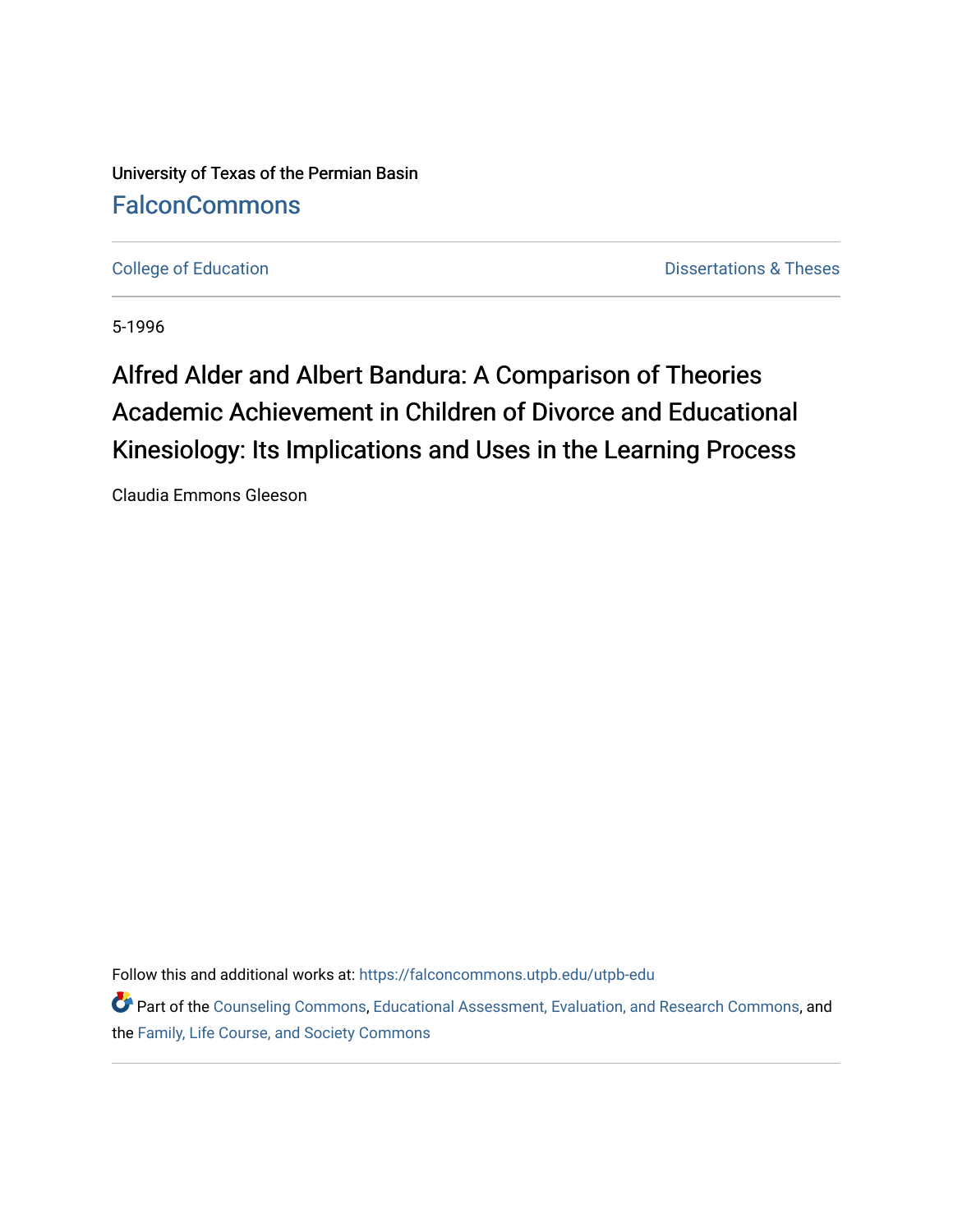University of Texas of the Permian Basin

FalconCommons

College of Education | Dissertations & Theses

5-1996

# Alfred Alder and Albert Bandura: A Comparison of Theories Academic Achievement in Children of Divorce and Educational Kinesiology: Its Implications and Uses in the Learning Process

Claudia Emmons Gleeson

Follow this and additional works at: https://falconcommons.utpb.edu/utpb-edu

Part of the Counseling Commons, Educational Assessment, Evaluation, and Research Commons, and the Family, Life Course, and Society Commons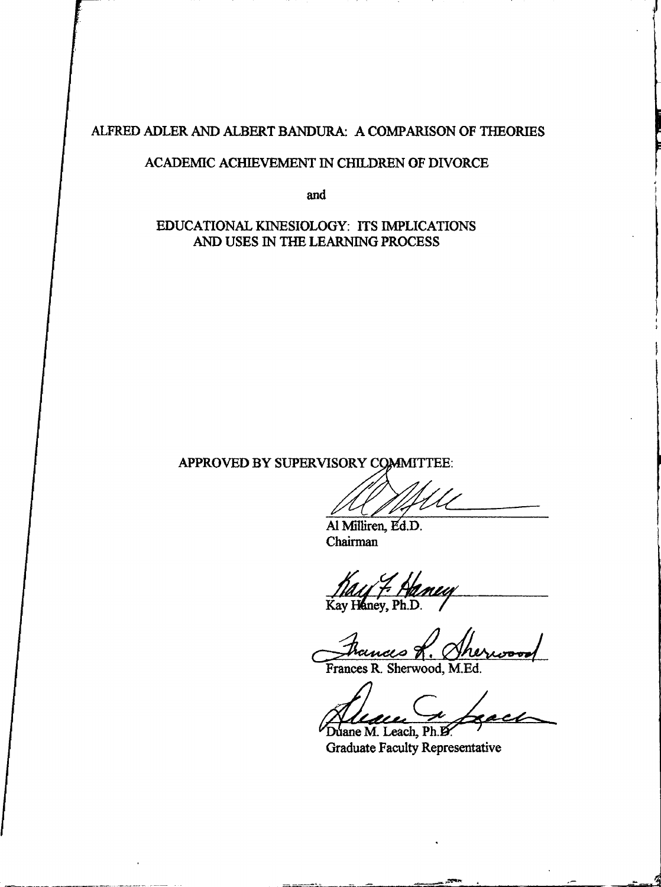ALFRED ADLER AND ALBERT BANDURA: A COMPARISON OF THEORIES

ACADEMIC ACHIEVEMENT IN CHILDREN OF DIVORCE

and

EDUCATIONAL KINESIOLOGY: ITS IMPLICATIONS AND USES IN THE LEARNING PROCESS

APPROVED BY SUPERVISORY COMMITTEE:

Al Milliren, Ed.D.
Chairman

Kay Haney, Ph.D.

Frances R. Sherwood, M.Ed.

Duane M. Leach, Ph.D.
Graduate Faculty Representative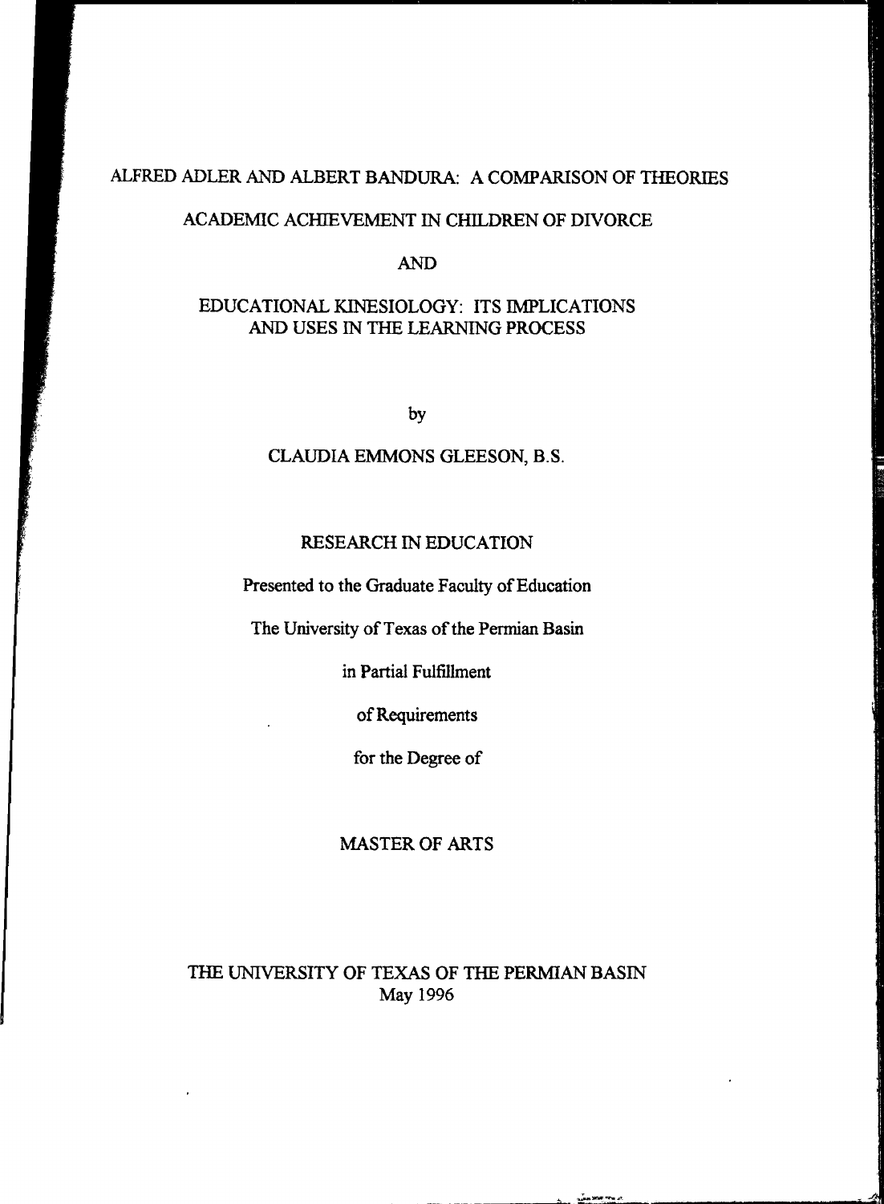# ALFRED ADLER AND ALBERT BANDURA: A COMPARISON OF THEORIES

# ACADEMIC ACHIEVEMENT IN CHILDREN OF DIVORCE

AND

# EDUCATIONAL KINESIOLOGY: ITS IMPLICATIONS AND USES IN THE LEARNING PROCESS

by

CLAUDIA EMMONS GLEESON, B.S.

RESEARCH IN EDUCATION

Presented to the Graduate Faculty of Education

The University of Texas of the Permian Basin

in Partial Fulfillment

of Requirements

for the Degree of

MASTER OF ARTS

THE UNIVERSITY OF TEXAS OF THE PERMIAN BASIN
May 1996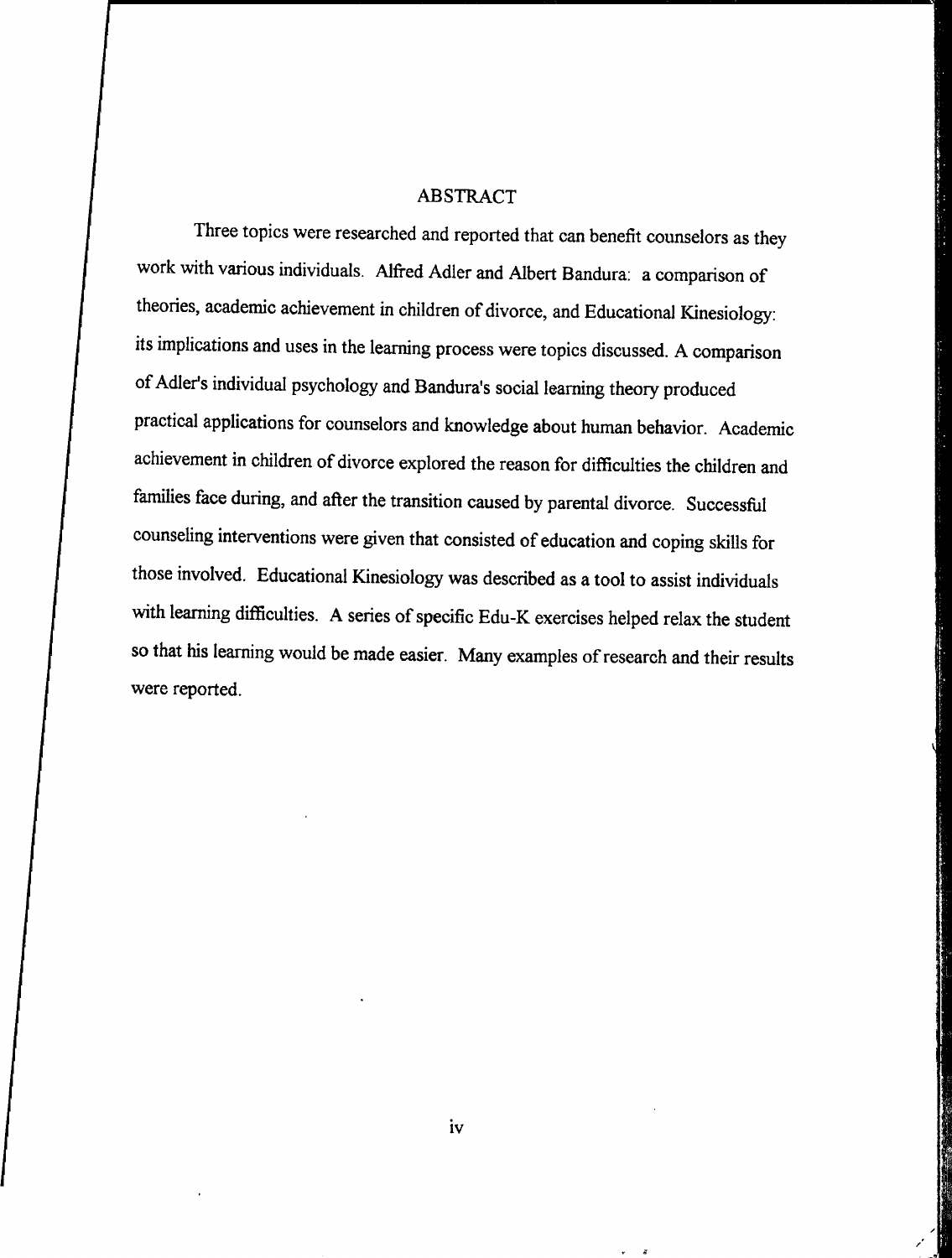# ABSTRACT

Three topics were researched and reported that can benefit counselors as they work with various individuals. Alfred Adler and Albert Bandura: a comparison of theories, academic achievement in children of divorce, and Educational Kinesiology: its implications and uses in the learning process were topics discussed. A comparison of Adler's individual psychology and Bandura's social learning theory produced practical applications for counselors and knowledge about human behavior. Academic achievement in children of divorce explored the reason for difficulties the children and families face during, and after the transition caused by parental divorce. Successful counseling interventions were given that consisted of education and coping skills for those involved. Educational Kinesiology was described as a tool to assist individuals with learning difficulties. A series of specific Edu-K exercises helped relax the student so that his learning would be made easier. Many examples of research and their results were reported.